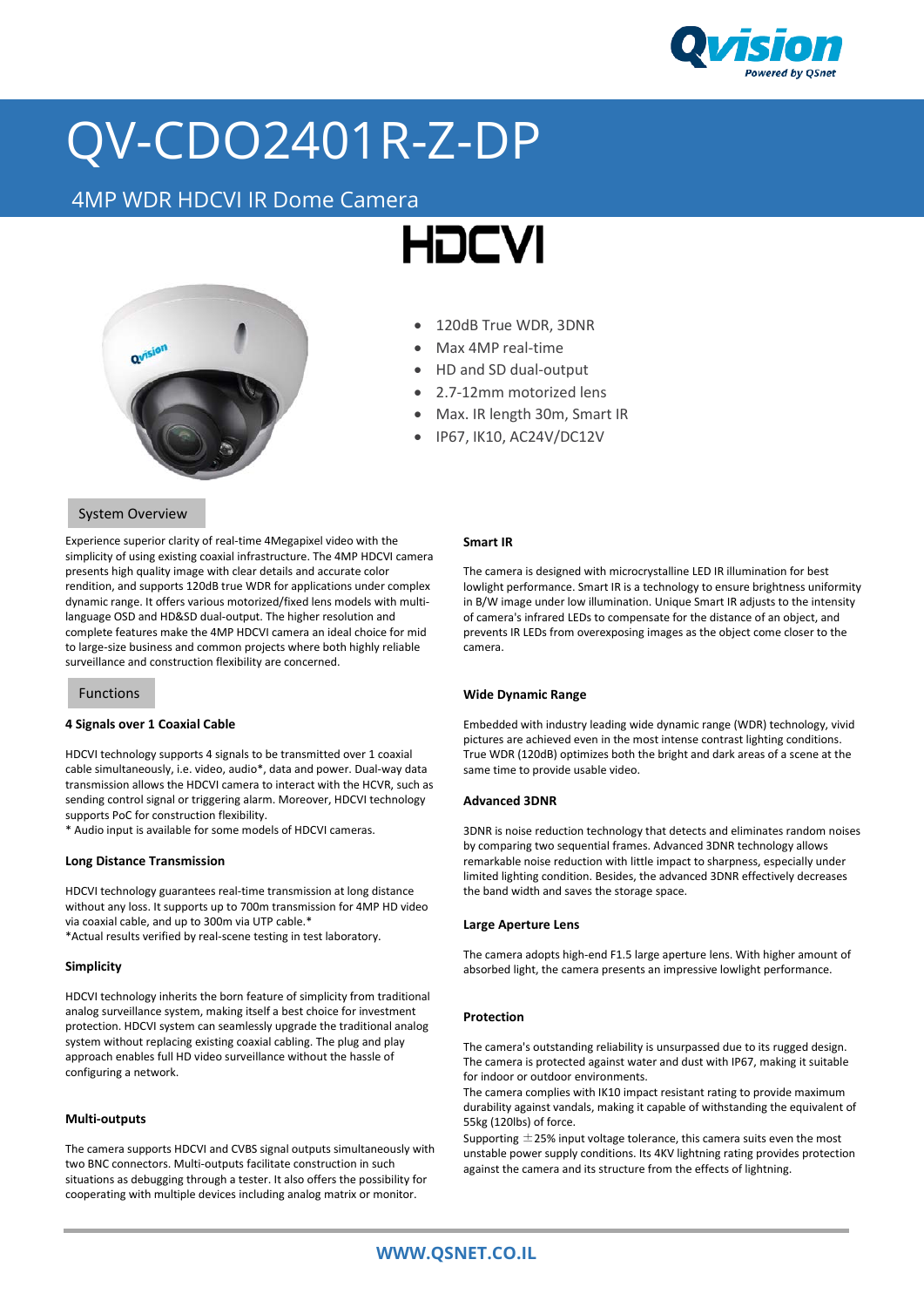# QV-CDO2401R-Z-DP

## 4MP WDR HDCVI IR Dome Camera

HDCVI

- 120dB True WDR, 3DNR
- Max 4MP real-time
- HD and SD dual-output
- 2.7-12mm motorized lens
- Max. IR length 30m, Smart IR
- IP67, IK10, AC24V/DC12V

## System Overview

Experience superior clarity of real-time 4Megapixel video with the simplicity of using existing coaxial infrastructure. The 4MP HDCVI camera presents high quality image with clear details and accurate color rendition, and supports 120dB true WDR for applications under complex dynamic range. It offers various motorized/fixed lens models with multi-language OSD and HD&SD dual-output. The higher resolution and complete features make the 4MP HDCVI camera an ideal choice for mid to large-size business and common projects where both highly reliable surveillance and construction flexibility are concerned.

## Functions

### 4 Signals over 1 Coaxial Cable

HDCVI technology supports 4 signals to be transmitted over 1 coaxial cable simultaneously, i.e. video, audio*, data and power. Dual-way data transmission allows the HDCVI camera to interact with the HCVR, such as sending control signal or triggering alarm. Moreover, HDCVI technology supports PoC for construction flexibility.
* Audio input is available for some models of HDCVI cameras.

### Long Distance Transmission

HDCVI technology guarantees real-time transmission at long distance without any loss. It supports up to 700m transmission for 4MP HD video via coaxial cable, and up to 300m via UTP cable.*
*Actual results verified by real-scene testing in test laboratory.

### Simplicity

HDCVI technology inherits the born feature of simplicity from traditional analog surveillance system, making itself a best choice for investment protection. HDCVI system can seamlessly upgrade the traditional analog system without replacing existing coaxial cabling. The plug and play approach enables full HD video surveillance without the hassle of configuring a network.

### Multi-outputs

The camera supports HDCVI and CVBS signal outputs simultaneously with two BNC connectors. Multi-outputs facilitate construction in such situations as debugging through a tester. It also offers the possibility for cooperating with multiple devices including analog matrix or monitor.

### Smart IR

The camera is designed with microcrystalline LED IR illumination for best lowlight performance. Smart IR is a technology to ensure brightness uniformity in B/W image under low illumination. Unique Smart IR adjusts to the intensity of camera's infrared LEDs to compensate for the distance of an object, and prevents IR LEDs from overexposing images as the object come closer to the camera.

### Wide Dynamic Range

Embedded with industry leading wide dynamic range (WDR) technology, vivid pictures are achieved even in the most intense contrast lighting conditions. True WDR (120dB) optimizes both the bright and dark areas of a scene at the same time to provide usable video.

### Advanced 3DNR

3DNR is noise reduction technology that detects and eliminates random noises by comparing two sequential frames. Advanced 3DNR technology allows remarkable noise reduction with little impact to sharpness, especially under limited lighting condition. Besides, the advanced 3DNR effectively decreases the band width and saves the storage space.

### Large Aperture Lens

The camera adopts high-end F1.5 large aperture lens. With higher amount of absorbed light, the camera presents an impressive lowlight performance.

### Protection

The camera's outstanding reliability is unsurpassed due to its rugged design. The camera is protected against water and dust with IP67, making it suitable for indoor or outdoor environments.
The camera complies with IK10 impact resistant rating to provide maximum durability against vandals, making it capable of withstanding the equivalent of 55kg (120lbs) of force.
Supporting ±25% input voltage tolerance, this camera suits even the most unstable power supply conditions. Its 4KV lightning rating provides protection against the camera and its structure from the effects of lightning.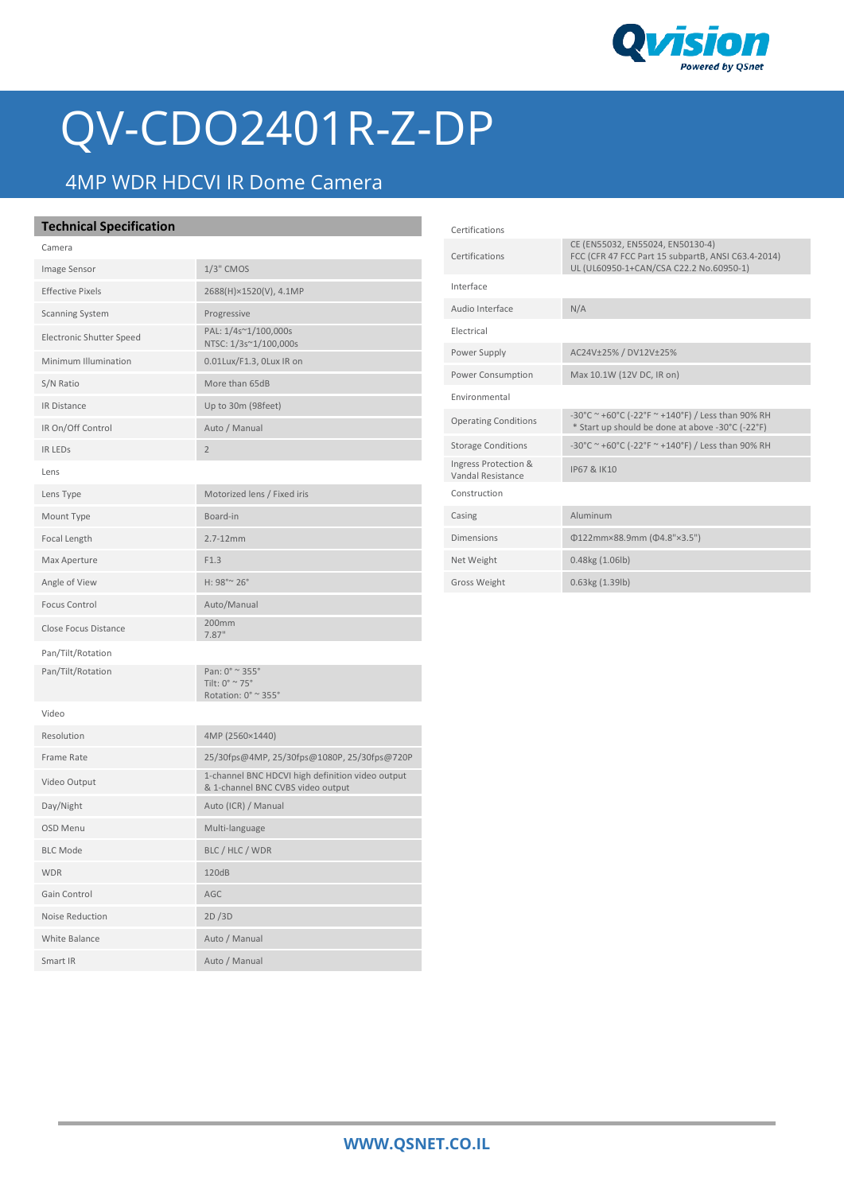# QV-CDO2401R-Z-DP

## 4MP WDR HDCVI IR Dome Camera

### Technical Specification

| | |
|---|---|
| **Camera** | |
| Image Sensor | 1/3" CMOS |
| Effective Pixels | 2688(H)×1520(V), 4.1MP |
| Scanning System | Progressive |
| Electronic Shutter Speed | PAL: 1/4s~1/100,000s<br>NTSC: 1/3s~1/100,000s |
| Minimum Illumination | 0.01Lux/F1.3, 0Lux IR on |
| S/N Ratio | More than 65dB |
| IR Distance | Up to 30m (98feet) |
| IR On/Off Control | Auto / Manual |
| IR LEDs | 2 |
| **Lens** | |
| Lens Type | Motorized lens / Fixed iris |
| Mount Type | Board-in |
| Focal Length | 2.7-12mm |
| Max Aperture | F1.3 |
| Angle of View | H: 98°~ 26° |
| Focus Control | Auto/Manual |
| Close Focus Distance | 200mm<br>7.87" |
| **Pan/Tilt/Rotation** | |
| Pan/Tilt/Rotation | Pan: 0° ~ 355°<br>Tilt: 0° ~ 75°<br>Rotation: 0° ~ 355° |
| **Video** | |
| Resolution | 4MP (2560×1440) |
| Frame Rate | 25/30fps@4MP, 25/30fps@1080P, 25/30fps@720P |
| Video Output | 1-channel BNC HDCVI high definition video output & 1-channel BNC CVBS video output |
| Day/Night | Auto (ICR) / Manual |
| OSD Menu | Multi-language |
| BLC Mode | BLC / HLC / WDR |
| WDR | 120dB |
| Gain Control | AGC |
| Noise Reduction | 2D /3D |
| White Balance | Auto / Manual |
| Smart IR | Auto / Manual |
| **Certifications** | |
| Certifications | CE (EN55032, EN55024, EN50130-4)<br>FCC (CFR 47 FCC Part 15 subpartB, ANSI C63.4-2014)<br>UL (UL60950-1+CAN/CSA C22.2 No.60950-1) |
| **Interface** | |
| Audio Interface | N/A |
| **Electrical** | |
| Power Supply | AC24V±25% / DV12V±25% |
| Power Consumption | Max 10.1W (12V DC, IR on) |
| **Environmental** | |
| Operating Conditions | -30°C ~ +60°C (-22°F ~ +140°F) / Less than 90% RH<br>* Start up should be done at above -30°C (-22°F) |
| Storage Conditions | -30°C ~ +60°C (-22°F ~ +140°F) / Less than 90% RH |
| Ingress Protection & Vandal Resistance | IP67 & IK10 |
| **Construction** | |
| Casing | Aluminum |
| Dimensions | Φ122mm×88.9mm (Φ4.8"×3.5") |
| Net Weight | 0.48kg (1.06lb) |
| Gross Weight | 0.63kg (1.39lb) |

WWW.QSNET.CO.IL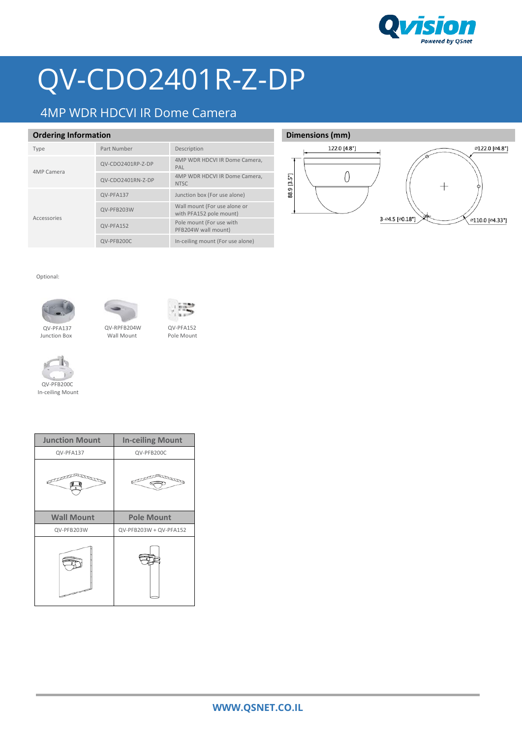# QV-CDO2401R-Z-DP

## 4MP WDR HDCVI IR Dome Camera

### Ordering Information

| Type | Part Number | Description |
|---|---|---|
| 4MP Camera | QV-CDO2401RP-Z-DP | 4MP WDR HDCVI IR Dome Camera, PAL |
| | QV-CDO2401RN-Z-DP | 4MP WDR HDCVI IR Dome Camera, NTSC |
| Accessories | QV-PFA137 | Junction box (For use alone) |
| | QV-PFB203W | Wall mount (For use alone or with PFA152 pole mount) |
| | QV-PFA152 | Pole mount (For use with PFB204W wall mount) |
| | QV-PFB200C | In-ceiling mount (For use alone) |

### Dimensions (mm)

122.0 [4.8"]
88.9 [3.5"]
⌀122.0 [⌀4.8"]
3-⌀4.5 [⌀0.18"]
⌀110.0 [⌀4.33"]

Optional:

QV-PFA137
Junction Box

QV-RPFB204W
Wall Mount

QV-PFA152
Pole Mount

QV-PFB200C
In-ceiling Mount

| Junction Mount | In-ceiling Mount |
|---|---|
| QV-PFA137 | QV-PFB200C |

| Wall Mount | Pole Mount |
|---|---|
| QV-PFB203W | QV-PFB203W + QV-PFA152 |

WWW.QSNET.CO.IL